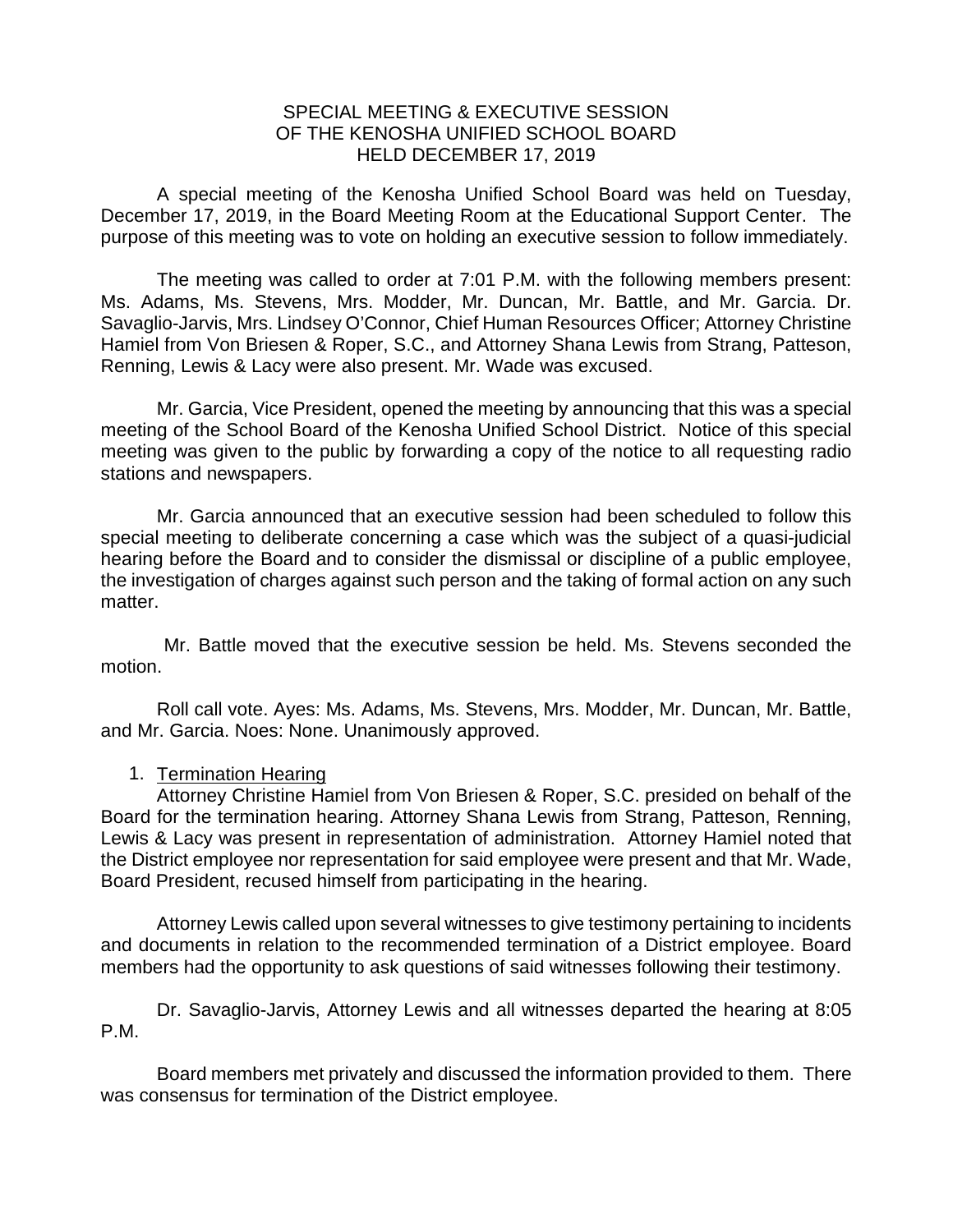# SPECIAL MEETING & EXECUTIVE SESSION OF THE KENOSHA UNIFIED SCHOOL BOARD HELD DECEMBER 17, 2019

A special meeting of the Kenosha Unified School Board was held on Tuesday, December 17, 2019, in the Board Meeting Room at the Educational Support Center. The purpose of this meeting was to vote on holding an executive session to follow immediately.

The meeting was called to order at 7:01 P.M. with the following members present: Ms. Adams, Ms. Stevens, Mrs. Modder, Mr. Duncan, Mr. Battle, and Mr. Garcia. Dr. Savaglio-Jarvis, Mrs. Lindsey O'Connor, Chief Human Resources Officer; Attorney Christine Hamiel from Von Briesen & Roper, S.C., and Attorney Shana Lewis from Strang, Patteson, Renning, Lewis & Lacy were also present. Mr. Wade was excused.

Mr. Garcia, Vice President, opened the meeting by announcing that this was a special meeting of the School Board of the Kenosha Unified School District. Notice of this special meeting was given to the public by forwarding a copy of the notice to all requesting radio stations and newspapers.

Mr. Garcia announced that an executive session had been scheduled to follow this special meeting to deliberate concerning a case which was the subject of a quasi-judicial hearing before the Board and to consider the dismissal or discipline of a public employee, the investigation of charges against such person and the taking of formal action on any such matter.

Mr. Battle moved that the executive session be held. Ms. Stevens seconded the motion.

Roll call vote. Ayes: Ms. Adams, Ms. Stevens, Mrs. Modder, Mr. Duncan, Mr. Battle, and Mr. Garcia. Noes: None. Unanimously approved.

1. <u>Termination Hearing</u>

Attorney Christine Hamiel from Von Briesen & Roper, S.C. presided on behalf of the Board for the termination hearing. Attorney Shana Lewis from Strang, Patteson, Renning, Lewis & Lacy was present in representation of administration. Attorney Hamiel noted that the District employee nor representation for said employee were present and that Mr. Wade, Board President, recused himself from participating in the hearing.

Attorney Lewis called upon several witnesses to give testimony pertaining to incidents and documents in relation to the recommended termination of a District employee. Board members had the opportunity to ask questions of said witnesses following their testimony.

Dr. Savaglio-Jarvis, Attorney Lewis and all witnesses departed the hearing at 8:05 P.M.

Board members met privately and discussed the information provided to them. There was consensus for termination of the District employee.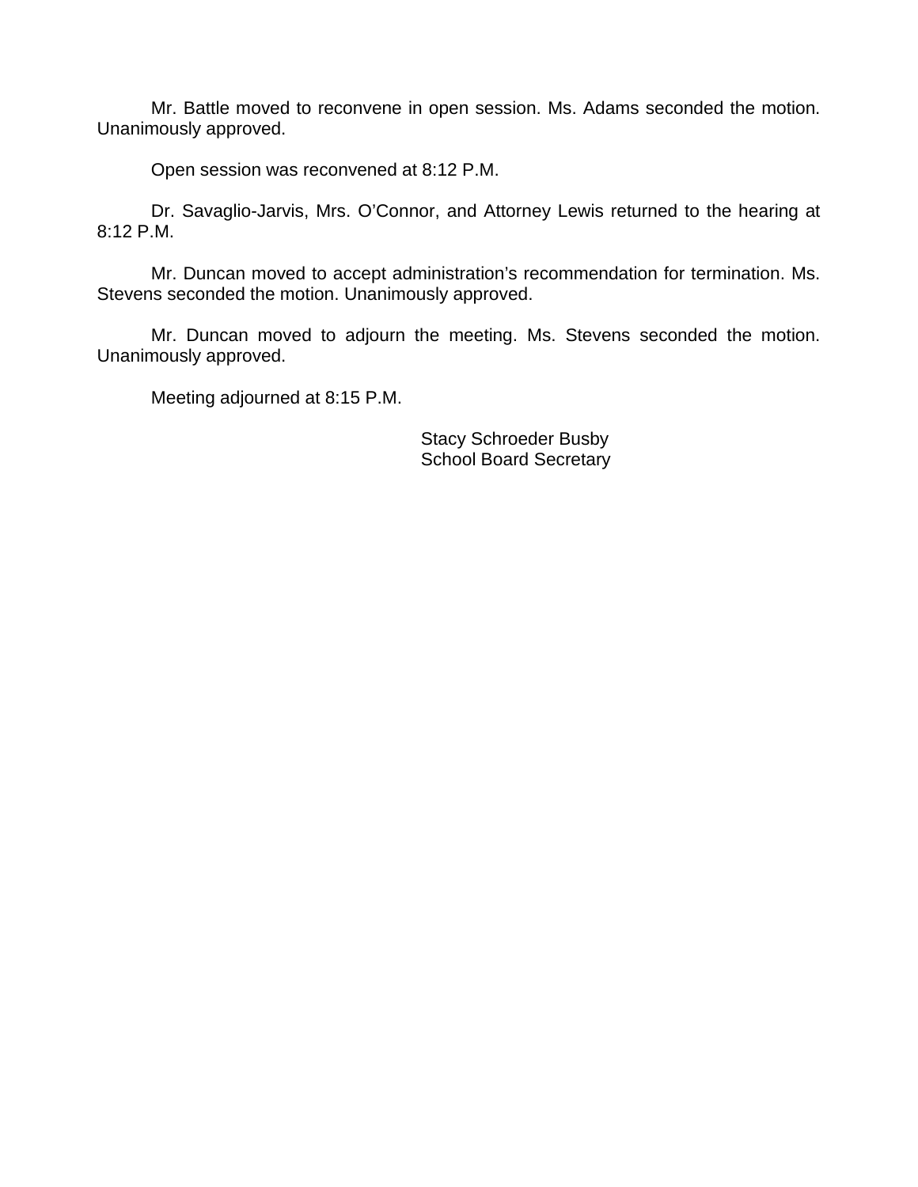Mr. Battle moved to reconvene in open session. Ms. Adams seconded the motion. Unanimously approved.

Open session was reconvened at 8:12 P.M.

Dr. Savaglio-Jarvis, Mrs. O'Connor, and Attorney Lewis returned to the hearing at 8:12 P.M.

Mr. Duncan moved to accept administration's recommendation for termination. Ms. Stevens seconded the motion. Unanimously approved.

Mr. Duncan moved to adjourn the meeting. Ms. Stevens seconded the motion. Unanimously approved.

Meeting adjourned at 8:15 P.M.

Stacy Schroeder Busby
School Board Secretary